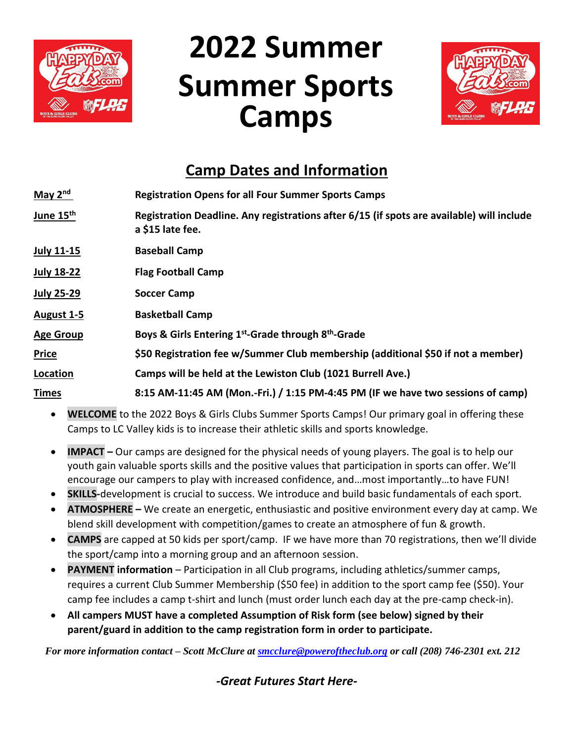# 2022 Summer Summer Sports Camps

## Camp Dates and Information

| | |
|---|---|
| **May 2nd** | **Registration Opens for all Four Summer Sports Camps** |
| **June 15th** | **Registration Deadline. Any registrations after 6/15 (if spots are available) will include a $15 late fee.** |
| **July 11-15** | **Baseball Camp** |
| **July 18-22** | **Flag Football Camp** |
| **July 25-29** | **Soccer Camp** |
| **August 1-5** | **Basketball Camp** |
| **Age Group** | **Boys & Girls Entering 1st-Grade through 8th-Grade** |
| **Price** | **$50 Registration fee w/Summer Club membership (additional $50 if not a member)** |
| **Location** | **Camps will be held at the Lewiston Club (1021 Burrell Ave.)** |
| **Times** | **8:15 AM-11:45 AM (Mon.-Fri.) / 1:15 PM-4:45 PM (IF we have two sessions of camp)** |

- **WELCOME** to the 2022 Boys & Girls Clubs Summer Sports Camps! Our primary goal in offering these Camps to LC Valley kids is to increase their athletic skills and sports knowledge.
- **IMPACT –** Our camps are designed for the physical needs of young players. The goal is to help our youth gain valuable sports skills and the positive values that participation in sports can offer. We'll encourage our campers to play with increased confidence, and…most importantly…to have FUN!
- **SKILLS-**development is crucial to success. We introduce and build basic fundamentals of each sport.
- **ATMOSPHERE –** We create an energetic, enthusiastic and positive environment every day at camp. We blend skill development with competition/games to create an atmosphere of fun & growth.
- **CAMPS** are capped at 50 kids per sport/camp. IF we have more than 70 registrations, then we'll divide the sport/camp into a morning group and an afternoon session.
- **PAYMENT information** – Participation in all Club programs, including athletics/summer camps, requires a current Club Summer Membership ($50 fee) in addition to the sport camp fee ($50). Your camp fee includes a camp t-shirt and lunch (must order lunch each day at the pre-camp check-in).
- **All campers MUST have a completed Assumption of Risk form (see below) signed by their parent/guard in addition to the camp registration form in order to participate.**

***For more information contact – Scott McClure at smcclure@poweroftheclub.org or call (208) 746-2301 ext. 212***

*-Great Futures Start Here-*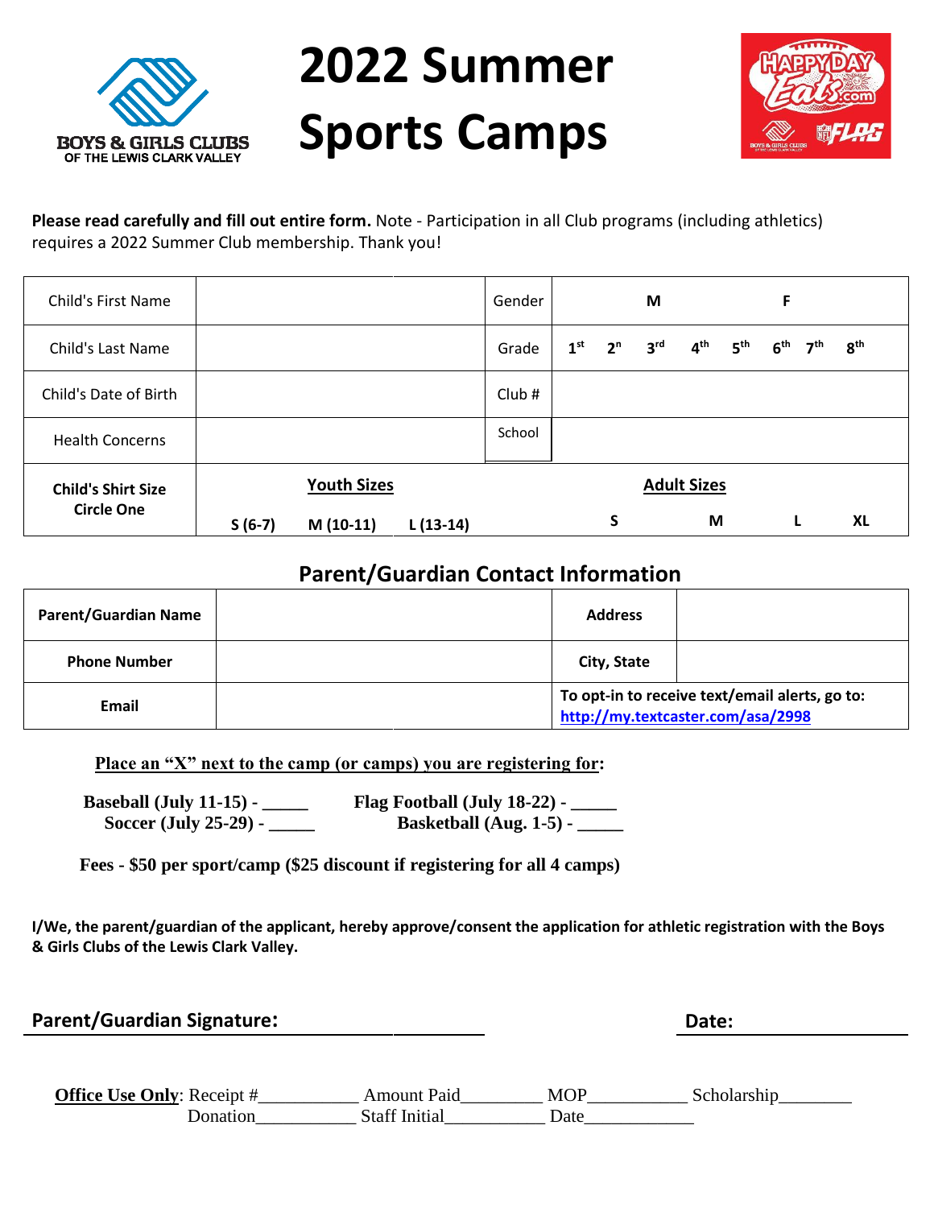BOYS & GIRLS CLUBS OF THE LEWIS CLARK VALLEY

# 2022 Summer Sports Camps

HAPPY DAY Eats.com — BOYS & GIRLS CLUBS OF THE LEWIS CLARK VALLEY — NFL FLAG

**Please read carefully and fill out entire form.** Note - Participation in all Club programs (including athletics) requires a 2022 Summer Club membership. Thank you!

| Child's First Name | | Gender | M F |
|---|---|---|---|
| Child's Last Name | | Grade | 1st 2n 3rd 4th 5th 6th 7th 8th |
| Child's Date of Birth | | Club # | |
| Health Concerns | | School | |
| **Child's Shirt Size Circle One** | **Youth Sizes** S (6-7) M (10-11) L (13-14) | | **Adult Sizes** S M L XL |

## Parent/Guardian Contact Information

| **Parent/Guardian Name** | | **Address** | |
|---|---|---|---|
| **Phone Number** | | **City, State** | |
| **Email** | | **To opt-in to receive text/email alerts, go to: http://my.textcaster.com/asa/2998** | |

**Place an "X" next to the camp (or camps) you are registering for:**

**Baseball (July 11-15) - _____** **Flag Football (July 18-22) - _____**
**Soccer (July 25-29) - _____** **Basketball (Aug. 1-5) - _____**

**Fees - $50 per sport/camp ($25 discount if registering for all 4 camps)**

**I/We, the parent/guardian of the applicant, hereby approve/consent the application for athletic registration with the Boys & Girls Clubs of the Lewis Clark Valley.**

**Parent/Guardian Signature:** ______________________ **Date:** ______________

**Office Use Only**: Receipt #__________ Amount Paid________ MOP__________ Scholarship________
Donation__________ Staff Initial__________ Date___________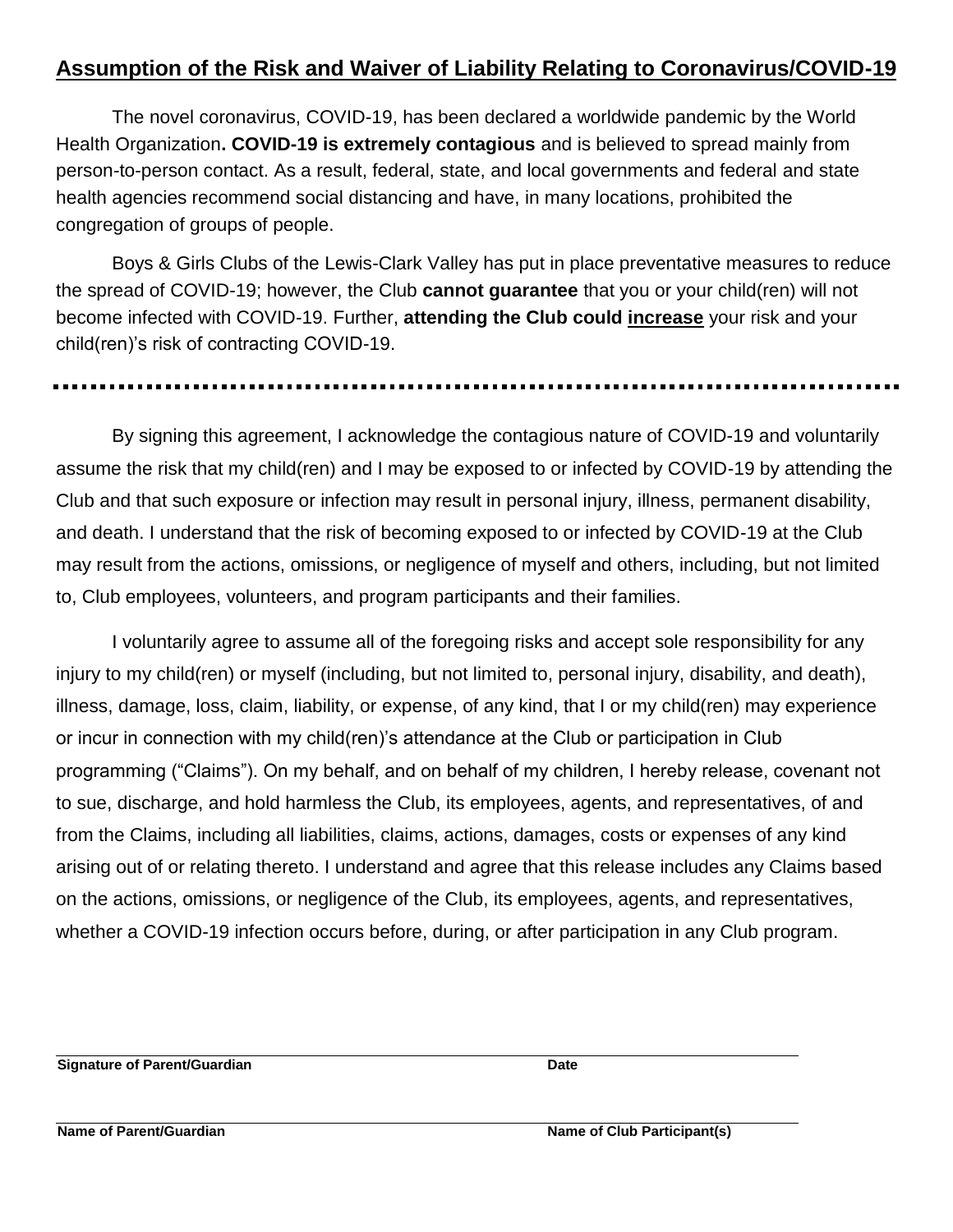## Assumption of the Risk and Waiver of Liability Relating to Coronavirus/COVID-19

The novel coronavirus, COVID-19, has been declared a worldwide pandemic by the World Health Organization**. COVID-19 is extremely contagious** and is believed to spread mainly from person-to-person contact. As a result, federal, state, and local governments and federal and state health agencies recommend social distancing and have, in many locations, prohibited the congregation of groups of people.

Boys & Girls Clubs of the Lewis-Clark Valley has put in place preventative measures to reduce the spread of COVID-19; however, the Club **cannot guarantee** that you or your child(ren) will not become infected with COVID-19. Further, **attending the Club could <u>increase</u>** your risk and your child(ren)'s risk of contracting COVID-19.

---

By signing this agreement, I acknowledge the contagious nature of COVID-19 and voluntarily assume the risk that my child(ren) and I may be exposed to or infected by COVID-19 by attending the Club and that such exposure or infection may result in personal injury, illness, permanent disability, and death. I understand that the risk of becoming exposed to or infected by COVID-19 at the Club may result from the actions, omissions, or negligence of myself and others, including, but not limited to, Club employees, volunteers, and program participants and their families.

I voluntarily agree to assume all of the foregoing risks and accept sole responsibility for any injury to my child(ren) or myself (including, but not limited to, personal injury, disability, and death), illness, damage, loss, claim, liability, or expense, of any kind, that I or my child(ren) may experience or incur in connection with my child(ren)'s attendance at the Club or participation in Club programming ("Claims"). On my behalf, and on behalf of my children, I hereby release, covenant not to sue, discharge, and hold harmless the Club, its employees, agents, and representatives, of and from the Claims, including all liabilities, claims, actions, damages, costs or expenses of any kind arising out of or relating thereto. I understand and agree that this release includes any Claims based on the actions, omissions, or negligence of the Club, its employees, agents, and representatives, whether a COVID-19 infection occurs before, during, or after participation in any Club program.

**Signature of Parent/Guardian** **Date**

**Name of Parent/Guardian** **Name of Club Participant(s)**